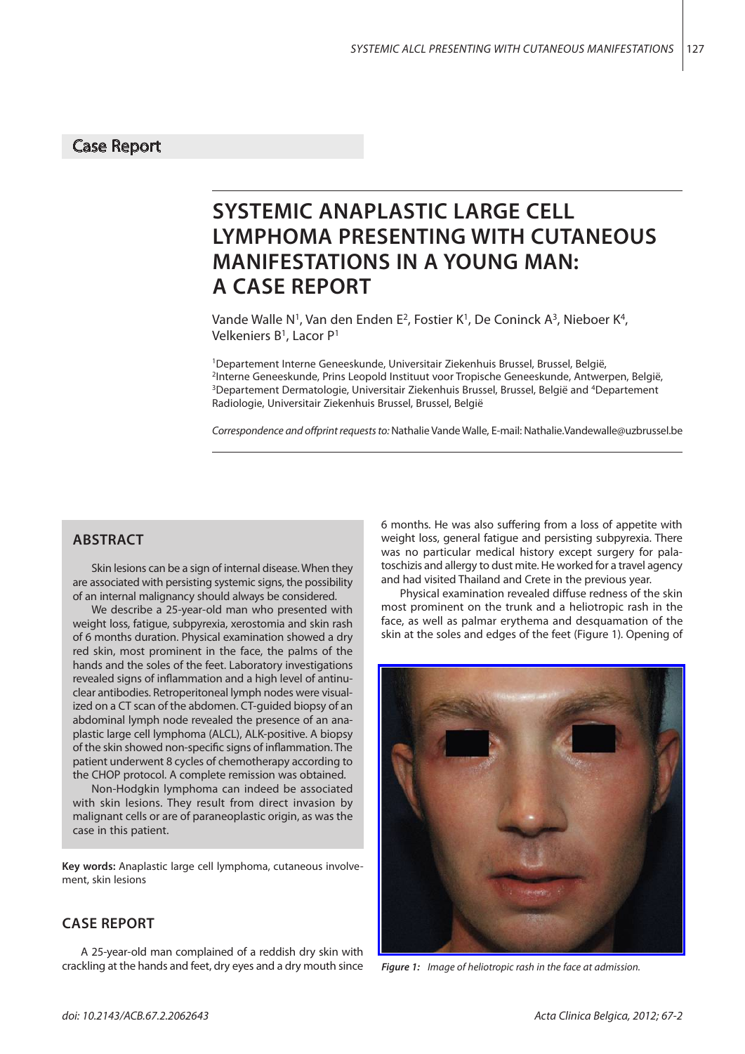Case Report

# SYSTEMIC ANAPLASTIC LARGE CELL LYMPHOMA PRESENTING WITH CUTANEOUS MANIFESTATIONS IN A YOUNG MAN: A CASE REPORT

Vande Walle N[1], Van den Enden E[2], Fostier K[1], De Coninck A[3], Nieboer K[4], Velkeniers B[1], Lacor P[1]

[1]Departement Interne Geneeskunde, Universitair Ziekenhuis Brussel, Brussel, België, [2]Interne Geneeskunde, Prins Leopold Instituut voor Tropische Geneeskunde, Antwerpen, België, [3]Departement Dermatologie, Universitair Ziekenhuis Brussel, Brussel, België and [4]Departement Radiologie, Universitair Ziekenhuis Brussel, Brussel, België

*Correspondence and offprint requests to:* Nathalie Vande Walle, E-mail: Nathalie.Vandewalle@uzbrussel.be

## ABSTRACT

Skin lesions can be a sign of internal disease. When they are associated with persisting systemic signs, the possibility of an internal malignancy should always be considered.

We describe a 25-year-old man who presented with weight loss, fatigue, subpyrexia, xerostomia and skin rash of 6 months duration. Physical examination showed a dry red skin, most prominent in the face, the palms of the hands and the soles of the feet. Laboratory investigations revealed signs of inflammation and a high level of antinuclear antibodies. Retroperitoneal lymph nodes were visualized on a CT scan of the abdomen. CT-guided biopsy of an abdominal lymph node revealed the presence of an anaplastic large cell lymphoma (ALCL), ALK-positive. A biopsy of the skin showed non-specific signs of inflammation. The patient underwent 8 cycles of chemotherapy according to the CHOP protocol. A complete remission was obtained.

Non-Hodgkin lymphoma can indeed be associated with skin lesions. They result from direct invasion by malignant cells or are of paraneoplastic origin, as was the case in this patient.

**Key words:** Anaplastic large cell lymphoma, cutaneous involvement, skin lesions

## CASE REPORT

A 25-year-old man complained of a reddish dry skin with crackling at the hands and feet, dry eyes and a dry mouth since 6 months. He was also suffering from a loss of appetite with weight loss, general fatigue and persisting subpyrexia. There was no particular medical history except surgery for palatoschizis and allergy to dust mite. He worked for a travel agency and had visited Thailand and Crete in the previous year.

Physical examination revealed diffuse redness of the skin most prominent on the trunk and a heliotropic rash in the face, as well as palmar erythema and desquamation of the skin at the soles and edges of the feet (Figure 1). Opening of

*Figure 1: Image of heliotropic rash in the face at admission.*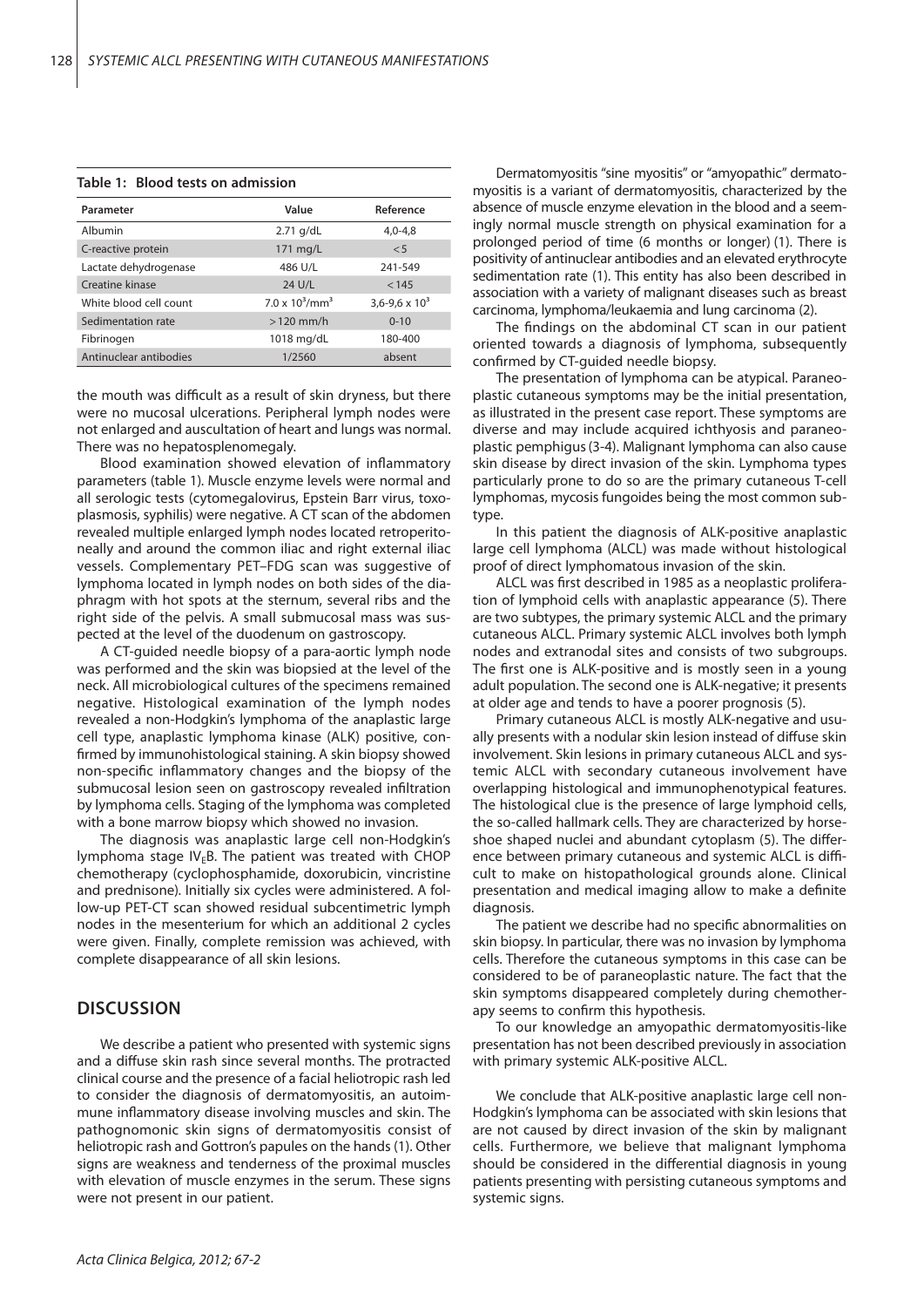**Table 1: Blood tests on admission**

| Parameter | Value | Reference |
|---|---|---|
| Albumin | 2.71 g/dL | 4,0-4,8 |
| C-reactive protein | 171 mg/L | <5 |
| Lactate dehydrogenase | 486 U/L | 241-549 |
| Creatine kinase | 24 U/L | <145 |
| White blood cell count | $7.0 \times 10^3/mm^3$ | $3{,}6\text{-}9{,}6 \times 10^3$ |
| Sedimentation rate | >120 mm/h | 0-10 |
| Fibrinogen | 1018 mg/dL | 180-400 |
| Antinuclear antibodies | 1/2560 | absent |

the mouth was difficult as a result of skin dryness, but there were no mucosal ulcerations. Peripheral lymph nodes were not enlarged and auscultation of heart and lungs was normal. There was no hepatosplenomegaly.

Blood examination showed elevation of inflammatory parameters (table 1). Muscle enzyme levels were normal and all serologic tests (cytomegalovirus, Epstein Barr virus, toxoplasmosis, syphilis) were negative. A CT scan of the abdomen revealed multiple enlarged lymph nodes located retroperitoneally and around the common iliac and right external iliac vessels. Complementary PET–FDG scan was suggestive of lymphoma located in lymph nodes on both sides of the diaphragm with hot spots at the sternum, several ribs and the right side of the pelvis. A small submucosal mass was suspected at the level of the duodenum on gastroscopy.

A CT-guided needle biopsy of a para-aortic lymph node was performed and the skin was biopsied at the level of the neck. All microbiological cultures of the specimens remained negative. Histological examination of the lymph nodes revealed a non-Hodgkin's lymphoma of the anaplastic large cell type, anaplastic lymphoma kinase (ALK) positive, confirmed by immunohistological staining. A skin biopsy showed non-specific inflammatory changes and the biopsy of the submucosal lesion seen on gastroscopy revealed infiltration by lymphoma cells. Staging of the lymphoma was completed with a bone marrow biopsy which showed no invasion.

The diagnosis was anaplastic large cell non-Hodgkin's lymphoma stage $IV_EB$. The patient was treated with CHOP chemotherapy (cyclophosphamide, doxorubicin, vincristine and prednisone). Initially six cycles were administered. A follow-up PET-CT scan showed residual subcentimetric lymph nodes in the mesenterium for which an additional 2 cycles were given. Finally, complete remission was achieved, with complete disappearance of all skin lesions.

## DISCUSSION

We describe a patient who presented with systemic signs and a diffuse skin rash since several months. The protracted clinical course and the presence of a facial heliotropic rash led to consider the diagnosis of dermatomyositis, an autoimmune inflammatory disease involving muscles and skin. The pathognomonic skin signs of dermatomyositis consist of heliotropic rash and Gottron's papules on the hands (1). Other signs are weakness and tenderness of the proximal muscles with elevation of muscle enzymes in the serum. These signs were not present in our patient.

Dermatomyositis "sine myositis" or "amyopathic" dermatomyositis is a variant of dermatomyositis, characterized by the absence of muscle enzyme elevation in the blood and a seemingly normal muscle strength on physical examination for a prolonged period of time (6 months or longer) (1). There is positivity of antinuclear antibodies and an elevated erythrocyte sedimentation rate (1). This entity has also been described in association with a variety of malignant diseases such as breast carcinoma, lymphoma/leukaemia and lung carcinoma (2).

The findings on the abdominal CT scan in our patient oriented towards a diagnosis of lymphoma, subsequently confirmed by CT-guided needle biopsy.

The presentation of lymphoma can be atypical. Paraneoplastic cutaneous symptoms may be the initial presentation, as illustrated in the present case report. These symptoms are diverse and may include acquired ichthyosis and paraneoplastic pemphigus (3-4). Malignant lymphoma can also cause skin disease by direct invasion of the skin. Lymphoma types particularly prone to do so are the primary cutaneous T-cell lymphomas, mycosis fungoides being the most common subtype.

In this patient the diagnosis of ALK-positive anaplastic large cell lymphoma (ALCL) was made without histological proof of direct lymphomatous invasion of the skin.

ALCL was first described in 1985 as a neoplastic proliferation of lymphoid cells with anaplastic appearance (5). There are two subtypes, the primary systemic ALCL and the primary cutaneous ALCL. Primary systemic ALCL involves both lymph nodes and extranodal sites and consists of two subgroups. The first one is ALK-positive and is mostly seen in a young adult population. The second one is ALK-negative; it presents at older age and tends to have a poorer prognosis (5).

Primary cutaneous ALCL is mostly ALK-negative and usually presents with a nodular skin lesion instead of diffuse skin involvement. Skin lesions in primary cutaneous ALCL and systemic ALCL with secondary cutaneous involvement have overlapping histological and immunophenotypical features. The histological clue is the presence of large lymphoid cells, the so-called hallmark cells. They are characterized by horseshoe shaped nuclei and abundant cytoplasm (5). The difference between primary cutaneous and systemic ALCL is difficult to make on histopathological grounds alone. Clinical presentation and medical imaging allow to make a definite diagnosis.

The patient we describe had no specific abnormalities on skin biopsy. In particular, there was no invasion by lymphoma cells. Therefore the cutaneous symptoms in this case can be considered to be of paraneoplastic nature. The fact that the skin symptoms disappeared completely during chemotherapy seems to confirm this hypothesis.

To our knowledge an amyopathic dermatomyositis-like presentation has not been described previously in association with primary systemic ALK-positive ALCL.

We conclude that ALK-positive anaplastic large cell non-Hodgkin's lymphoma can be associated with skin lesions that are not caused by direct invasion of the skin by malignant cells. Furthermore, we believe that malignant lymphoma should be considered in the differential diagnosis in young patients presenting with persisting cutaneous symptoms and systemic signs.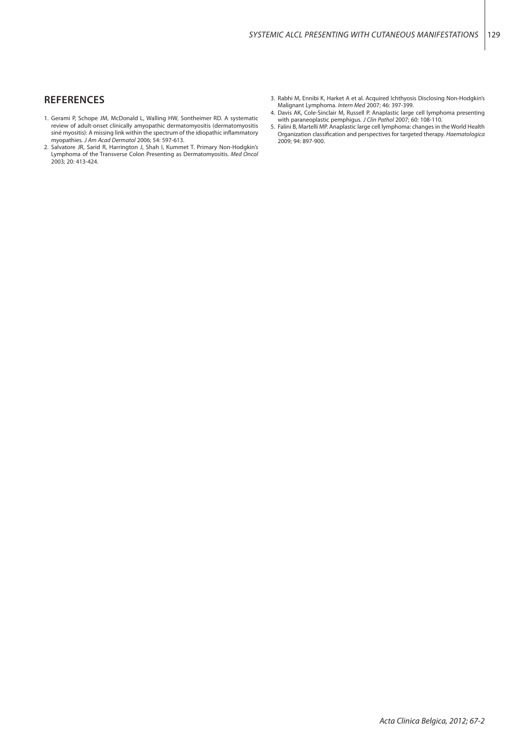## REFERENCES

1. Gerami P, Schope JM, McDonald L, Walling HW, Sontheimer RD. A systematic review of adult-onset clinically amyopathic dermatomyositis (dermatomyositis siné myositis): A missing link within the spectrum of the idiopathic inflammatory myopathies. *J Am Acad Dermatol* 2006; 54: 597-613.
2. Salvatore JR, Sarid R, Harrington J, Shah I, Kummet T. Primary Non-Hodgkin's Lymphoma of the Transverse Colon Presenting as Dermatomyositis. *Med Oncol* 2003; 20: 413-424.
3. Rabhi M, Ennibi K, Harket A et al. Acquired Ichthyosis Disclosing Non-Hodgkin's Malignant Lymphoma. *Intern Med* 2007; 46: 397-399.
4. Davis AK, Cole-Sinclair M, Russell P. Anaplastic large cell lymphoma presenting with paraneoplastic pemphigus. *J Clin Pathol* 2007; 60: 108-110.
5. Falini B, Martelli MP. Anaplastic large cell lymphoma: changes in the World Health Organization classification and perspectives for targeted therapy. *Haematologica* 2009; 94: 897-900.